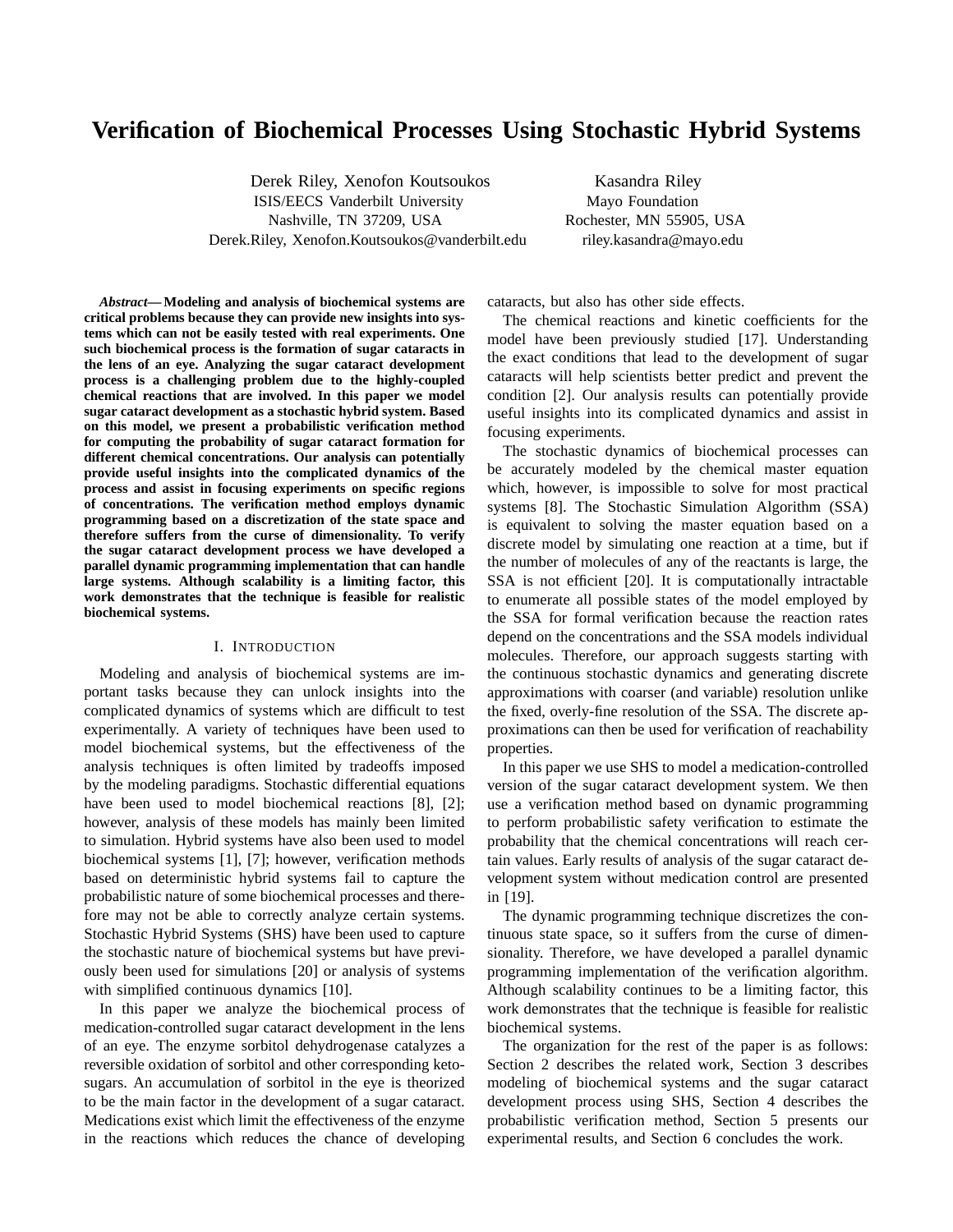# Verification of Biochemical Processes Using Stochastic Hybrid Systems

Derek Riley, Xenofon Koutsoukos
ISIS/EECS Vanderbilt University
Nashville, TN 37209, USA
Derek.Riley, Xenofon.Koutsoukos@vanderbilt.edu

Kasandra Riley
Mayo Foundation
Rochester, MN 55905, USA
riley.kasandra@mayo.edu

***Abstract*— Modeling and analysis of biochemical systems are critical problems because they can provide new insights into systems which can not be easily tested with real experiments. One such biochemical process is the formation of sugar cataracts in the lens of an eye. Analyzing the sugar cataract development process is a challenging problem due to the highly-coupled chemical reactions that are involved. In this paper we model sugar cataract development as a stochastic hybrid system. Based on this model, we present a probabilistic verification method for computing the probability of sugar cataract formation for different chemical concentrations. Our analysis can potentially provide useful insights into the complicated dynamics of the process and assist in focusing experiments on specific regions of concentrations. The verification method employs dynamic programming based on a discretization of the state space and therefore suffers from the curse of dimensionality. To verify the sugar cataract development process we have developed a parallel dynamic programming implementation that can handle large systems. Although scalability is a limiting factor, this work demonstrates that the technique is feasible for realistic biochemical systems.**

## I. Introduction

Modeling and analysis of biochemical systems are important tasks because they can unlock insights into the complicated dynamics of systems which are difficult to test experimentally. A variety of techniques have been used to model biochemical systems, but the effectiveness of the analysis techniques is often limited by tradeoffs imposed by the modeling paradigms. Stochastic differential equations have been used to model biochemical reactions [8], [2]; however, analysis of these models has mainly been limited to simulation. Hybrid systems have also been used to model biochemical systems [1], [7]; however, verification methods based on deterministic hybrid systems fail to capture the probabilistic nature of some biochemical processes and therefore may not be able to correctly analyze certain systems. Stochastic Hybrid Systems (SHS) have been used to capture the stochastic nature of biochemical systems but have previously been used for simulations [20] or analysis of systems with simplified continuous dynamics [10].

In this paper we analyze the biochemical process of medication-controlled sugar cataract development in the lens of an eye. The enzyme sorbitol dehydrogenase catalyzes a reversible oxidation of sorbitol and other corresponding keto-sugars. An accumulation of sorbitol in the eye is theorized to be the main factor in the development of a sugar cataract. Medications exist which limit the effectiveness of the enzyme in the reactions which reduces the chance of developing cataracts, but also has other side effects.

The chemical reactions and kinetic coefficients for the model have been previously studied [17]. Understanding the exact conditions that lead to the development of sugar cataracts will help scientists better predict and prevent the condition [2]. Our analysis results can potentially provide useful insights into its complicated dynamics and assist in focusing experiments.

The stochastic dynamics of biochemical processes can be accurately modeled by the chemical master equation which, however, is impossible to solve for most practical systems [8]. The Stochastic Simulation Algorithm (SSA) is equivalent to solving the master equation based on a discrete model by simulating one reaction at a time, but if the number of molecules of any of the reactants is large, the SSA is not efficient [20]. It is computationally intractable to enumerate all possible states of the model employed by the SSA for formal verification because the reaction rates depend on the concentrations and the SSA models individual molecules. Therefore, our approach suggests starting with the continuous stochastic dynamics and generating discrete approximations with coarser (and variable) resolution unlike the fixed, overly-fine resolution of the SSA. The discrete approximations can then be used for verification of reachability properties.

In this paper we use SHS to model a medication-controlled version of the sugar cataract development system. We then use a verification method based on dynamic programming to perform probabilistic safety verification to estimate the probability that the chemical concentrations will reach certain values. Early results of analysis of the sugar cataract development system without medication control are presented in [19].

The dynamic programming technique discretizes the continuous state space, so it suffers from the curse of dimensionality. Therefore, we have developed a parallel dynamic programming implementation of the verification algorithm. Although scalability continues to be a limiting factor, this work demonstrates that the technique is feasible for realistic biochemical systems.

The organization for the rest of the paper is as follows: Section 2 describes the related work, Section 3 describes modeling of biochemical systems and the sugar cataract development process using SHS, Section 4 describes the probabilistic verification method, Section 5 presents our experimental results, and Section 6 concludes the work.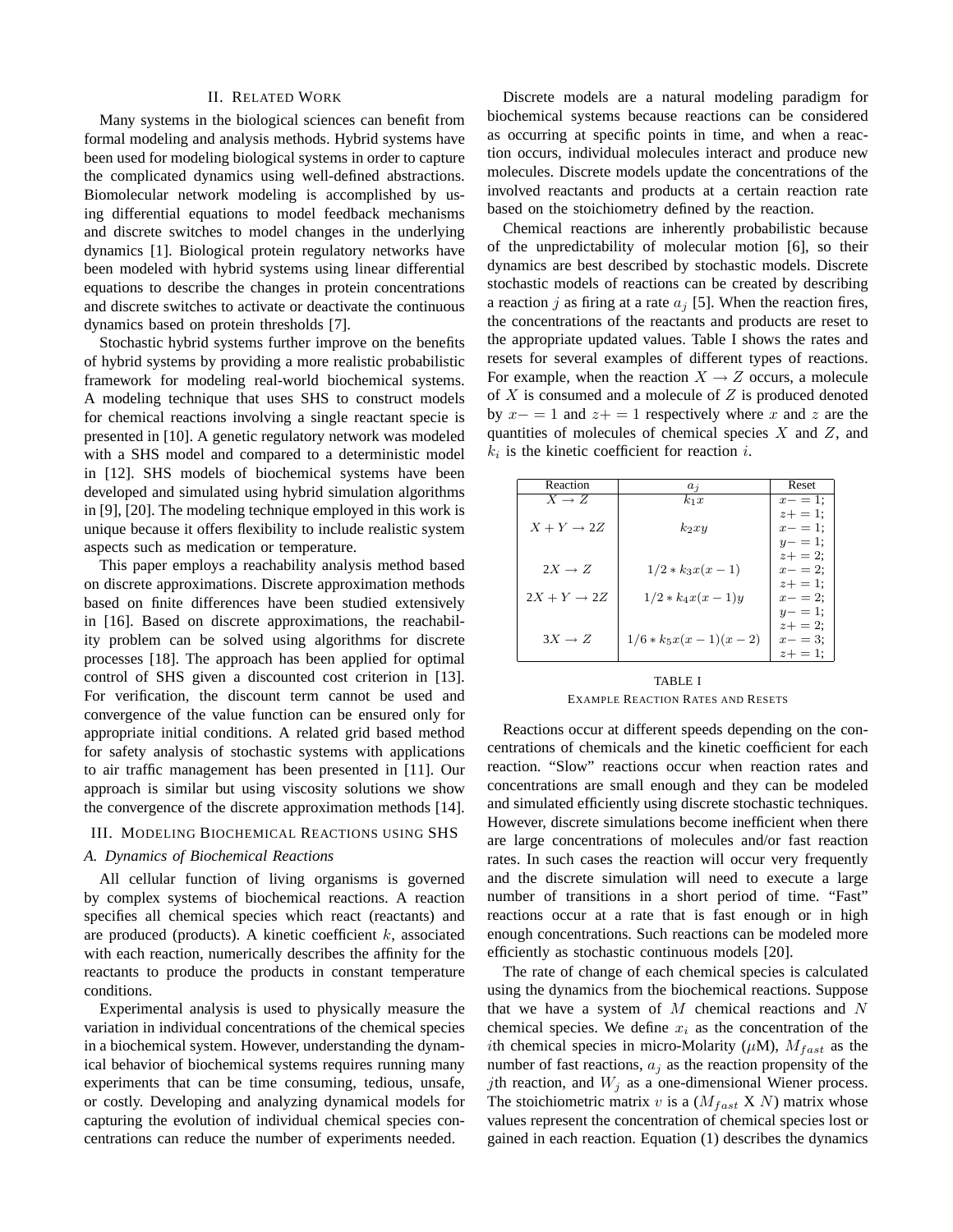## II. Related Work

Many systems in the biological sciences can benefit from formal modeling and analysis methods. Hybrid systems have been used for modeling biological systems in order to capture the complicated dynamics using well-defined abstractions. Biomolecular network modeling is accomplished by using differential equations to model feedback mechanisms and discrete switches to model changes in the underlying dynamics [1]. Biological protein regulatory networks have been modeled with hybrid systems using linear differential equations to describe the changes in protein concentrations and discrete switches to activate or deactivate the continuous dynamics based on protein thresholds [7].

Stochastic hybrid systems further improve on the benefits of hybrid systems by providing a more realistic probabilistic framework for modeling real-world biochemical systems. A modeling technique that uses SHS to construct models for chemical reactions involving a single reactant specie is presented in [10]. A genetic regulatory network was modeled with a SHS model and compared to a deterministic model in [12]. SHS models of biochemical systems have been developed and simulated using hybrid simulation algorithms in [9], [20]. The modeling technique employed in this work is unique because it offers flexibility to include realistic system aspects such as medication or temperature.

This paper employs a reachability analysis method based on discrete approximations. Discrete approximation methods based on finite differences have been studied extensively in [16]. Based on discrete approximations, the reachability problem can be solved using algorithms for discrete processes [18]. The approach has been applied for optimal control of SHS given a discounted cost criterion in [13]. For verification, the discount term cannot be used and convergence of the value function can be ensured only for appropriate initial conditions. A related grid based method for safety analysis of stochastic systems with applications to air traffic management has been presented in [11]. Our approach is similar but using viscosity solutions we show the convergence of the discrete approximation methods [14].

## III. Modeling Biochemical Reactions using SHS

### A. Dynamics of Biochemical Reactions

All cellular function of living organisms is governed by complex systems of biochemical reactions. A reaction specifies all chemical species which react (reactants) and are produced (products). A kinetic coefficient $k$, associated with each reaction, numerically describes the affinity for the reactants to produce the products in constant temperature conditions.

Experimental analysis is used to physically measure the variation in individual concentrations of the chemical species in a biochemical system. However, understanding the dynamical behavior of biochemical systems requires running many experiments that can be time consuming, tedious, unsafe, or costly. Developing and analyzing dynamical models for capturing the evolution of individual chemical species concentrations can reduce the number of experiments needed.

Discrete models are a natural modeling paradigm for biochemical systems because reactions can be considered as occurring at specific points in time, and when a reaction occurs, individual molecules interact and produce new molecules. Discrete models update the concentrations of the involved reactants and products at a certain reaction rate based on the stoichiometry defined by the reaction.

Chemical reactions are inherently probabilistic because of the unpredictability of molecular motion [6], so their dynamics are best described by stochastic models. Discrete stochastic models of reactions can be created by describing a reaction $j$ as firing at a rate $a_j$ [5]. When the reaction fires, the concentrations of the reactants and products are reset to the appropriate updated values. Table I shows the rates and resets for several examples of different types of reactions. For example, when the reaction $X \rightarrow Z$ occurs, a molecule of $X$ is consumed and a molecule of $Z$ is produced denoted by $x-=1$ and $z+=1$ respectively where $x$ and $z$ are the quantities of molecules of chemical species $X$ and $Z$, and $k_i$ is the kinetic coefficient for reaction $i$.

| Reaction | $a_j$ | Reset |
|---|---|---|
| $X \rightarrow Z$ | $k_1 x$ | $x-=1$; $z+=1$; |
| $X+Y \rightarrow 2Z$ | $k_2 xy$ | $x-=1$; $y-=1$; $z+=2$; |
| $2X \rightarrow Z$ | $1/2 * k_3 x(x-1)$ | $x-=2$; $z+=1$; |
| $2X+Y \rightarrow 2Z$ | $1/2 * k_4 x(x-1)y$ | $x-=2$; $y-=1$; $z+=2$; |
| $3X \rightarrow Z$ | $1/6 * k_5 x(x-1)(x-2)$ | $x-=3$; $z+=1$; |

TABLE I
EXAMPLE REACTION RATES AND RESETS

Reactions occur at different speeds depending on the concentrations of chemicals and the kinetic coefficient for each reaction. "Slow" reactions occur when reaction rates and concentrations are small enough and they can be modeled and simulated efficiently using discrete stochastic techniques. However, discrete simulations become inefficient when there are large concentrations of molecules and/or fast reaction rates. In such cases the reaction will occur very frequently and the discrete simulation will need to execute a large number of transitions in a short period of time. "Fast" reactions occur at a rate that is fast enough or in high enough concentrations. Such reactions can be modeled more efficiently as stochastic continuous models [20].

The rate of change of each chemical species is calculated using the dynamics from the biochemical reactions. Suppose that we have a system of $M$ chemical reactions and $N$ chemical species. We define $x_i$ as the concentration of the $i$th chemical species in micro-Molarity ($\mu$M), $M_{fast}$ as the number of fast reactions, $a_j$ as the reaction propensity of the $j$th reaction, and $W_j$ as a one-dimensional Wiener process. The stoichiometric matrix $v$ is a ($M_{fast}$ X $N$) matrix whose values represent the concentration of chemical species lost or gained in each reaction. Equation (1) describes the dynamics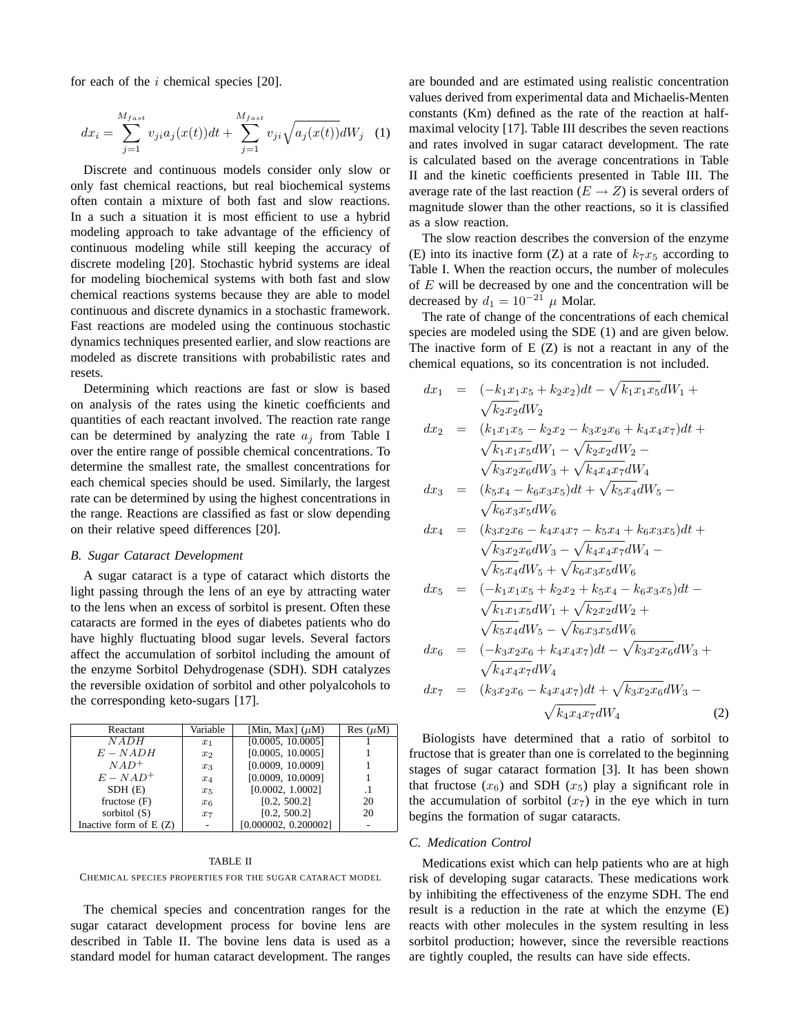for each of the $i$ chemical species [20].

$$dx_i = \sum_{j=1}^{M_{fast}} v_{ji} a_j(x(t))dt + \sum_{j=1}^{M_{fast}} v_{ji}\sqrt{a_j(x(t))}dW_j \quad (1)$$

Discrete and continuous models consider only slow or only fast chemical reactions, but real biochemical systems often contain a mixture of both fast and slow reactions. In a such a situation it is most efficient to use a hybrid modeling approach to take advantage of the efficiency of continuous modeling while still keeping the accuracy of discrete modeling [20]. Stochastic hybrid systems are ideal for modeling biochemical systems with both fast and slow chemical reactions systems because they are able to model continuous and discrete dynamics in a stochastic framework. Fast reactions are modeled using the continuous stochastic dynamics techniques presented earlier, and slow reactions are modeled as discrete transitions with probabilistic rates and resets.

Determining which reactions are fast or slow is based on analysis of the rates using the kinetic coefficients and quantities of each reactant involved. The reaction rate range can be determined by analyzing the rate $a_j$ from Table I over the entire range of possible chemical concentrations. To determine the smallest rate, the smallest concentrations for each chemical species should be used. Similarly, the largest rate can be determined by using the highest concentrations in the range. Reactions are classified as fast or slow depending on their relative speed differences [20].

### B. Sugar Cataract Development

A sugar cataract is a type of cataract which distorts the light passing through the lens of an eye by attracting water to the lens when an excess of sorbitol is present. Often these cataracts are formed in the eyes of diabetes patients who do have highly fluctuating blood sugar levels. Several factors affect the accumulation of sorbitol including the amount of the enzyme Sorbitol Dehydrogenase (SDH). SDH catalyzes the reversible oxidation of sorbitol and other polyalcohols to the corresponding keto-sugars [17].

| Reactant | Variable | [Min, Max] ($\mu$M) | Res ($\mu$M) |
|---|---|---|---|
| $NADH$ | $x_1$ | [0.0005, 10.0005] | 1 |
| $E-NADH$ | $x_2$ | [0.0005, 10.0005] | 1 |
| $NAD^+$ | $x_3$ | [0.0009, 10.0009] | 1 |
| $E-NAD^+$ | $x_4$ | [0.0009, 10.0009] | 1 |
| SDH (E) | $x_5$ | [0.0002, 1.0002] | .1 |
| fructose (F) | $x_6$ | [0.2, 500.2] | 20 |
| sorbitol (S) | $x_7$ | [0.2, 500.2] | 20 |
| Inactive form of E (Z) | - | [0.000002, 0.200002] | - |

TABLE II

CHEMICAL SPECIES PROPERTIES FOR THE SUGAR CATARACT MODEL

The chemical species and concentration ranges for the sugar cataract development process for bovine lens are described in Table II. The bovine lens data is used as a standard model for human cataract development. The ranges are bounded and are estimated using realistic concentration values derived from experimental data and Michaelis-Menten constants (Km) defined as the rate of the reaction at half-maximal velocity [17]. Table III describes the seven reactions and rates involved in sugar cataract development. The rate is calculated based on the average concentrations in Table II and the kinetic coefficients presented in Table III. The average rate of the last reaction ($E \rightarrow Z$) is several orders of magnitude slower than the other reactions, so it is classified as a slow reaction.

The slow reaction describes the conversion of the enzyme (E) into its inactive form (Z) at a rate of $k_7 x_5$ according to Table I. When the reaction occurs, the number of molecules of $E$ will be decreased by one and the concentration will be decreased by $d_1 = 10^{-21}$ $\mu$ Molar.

The rate of change of the concentrations of each chemical species are modeled using the SDE (1) and are given below. The inactive form of E (Z) is not a reactant in any of the chemical equations, so its concentration is not included.

$$\begin{aligned}
dx_1 &= (-k_1 x_1 x_5 + k_2 x_2)dt - \sqrt{k_1 x_1 x_5}dW_1 + \\
&\quad \sqrt{k_2 x_2}dW_2 \\
dx_2 &= (k_1 x_1 x_5 - k_2 x_2 - k_3 x_2 x_6 + k_4 x_4 x_7)dt + \\
&\quad \sqrt{k_1 x_1 x_5}dW_1 - \sqrt{k_2 x_2}dW_2 - \\
&\quad \sqrt{k_3 x_2 x_6}dW_3 + \sqrt{k_4 x_4 x_7}dW_4 \\
dx_3 &= (k_5 x_4 - k_6 x_3 x_5)dt + \sqrt{k_5 x_4}dW_5 - \\
&\quad \sqrt{k_6 x_3 x_5}dW_6 \\
dx_4 &= (k_3 x_2 x_6 - k_4 x_4 x_7 - k_5 x_4 + k_6 x_3 x_5)dt + \\
&\quad \sqrt{k_3 x_2 x_6}dW_3 - \sqrt{k_4 x_4 x_7}dW_4 - \\
&\quad \sqrt{k_5 x_4}dW_5 + \sqrt{k_6 x_3 x_5}dW_6 \\
dx_5 &= (-k_1 x_1 x_5 + k_2 x_2 + k_5 x_4 - k_6 x_3 x_5)dt - \\
&\quad \sqrt{k_1 x_1 x_5}dW_1 + \sqrt{k_2 x_2}dW_2 + \\
&\quad \sqrt{k_5 x_4}dW_5 - \sqrt{k_6 x_3 x_5}dW_6 \\
dx_6 &= (-k_3 x_2 x_6 + k_4 x_4 x_7)dt - \sqrt{k_3 x_2 x_6}dW_3 + \\
&\quad \sqrt{k_4 x_4 x_7}dW_4 \\
dx_7 &= (k_3 x_2 x_6 - k_4 x_4 x_7)dt + \sqrt{k_3 x_2 x_6}dW_3 - \\
&\quad \sqrt{k_4 x_4 x_7}dW_4 \qquad (2)
\end{aligned}$$

Biologists have determined that a ratio of sorbitol to fructose that is greater than one is correlated to the beginning stages of sugar cataract formation [3]. It has been shown that fructose ($x_6$) and SDH ($x_5$) play a significant role in the accumulation of sorbitol ($x_7$) in the eye which in turn begins the formation of sugar cataracts.

### C. Medication Control

Medications exist which can help patients who are at high risk of developing sugar cataracts. These medications work by inhibiting the effectiveness of the enzyme SDH. The end result is a reduction in the rate at which the enzyme (E) reacts with other molecules in the system resulting in less sorbitol production; however, since the reversible reactions are tightly coupled, the results can have side effects.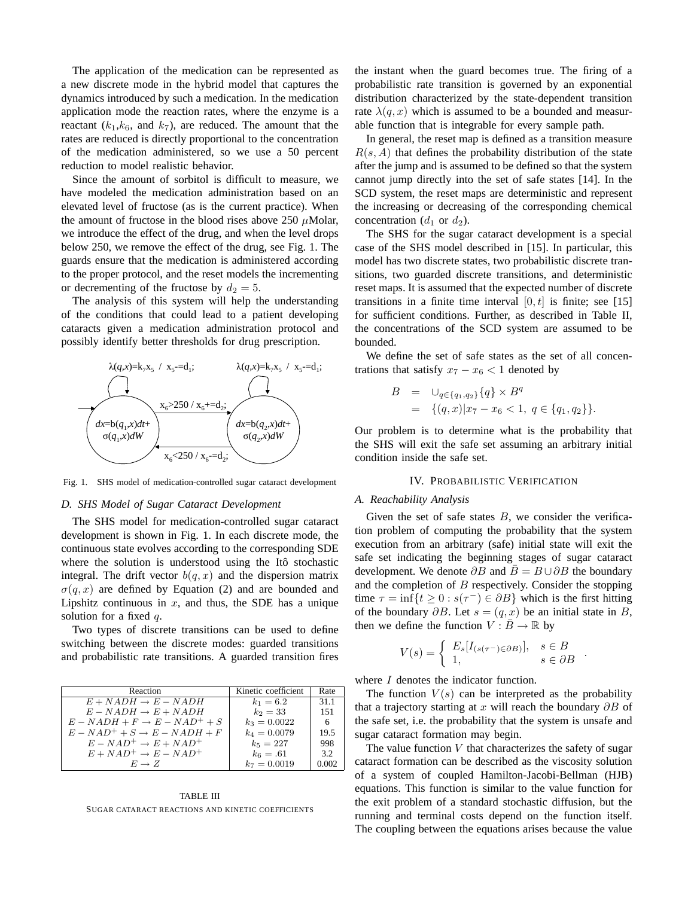The application of the medication can be represented as a new discrete mode in the hybrid model that captures the dynamics introduced by such a medication. In the medication application mode the reaction rates, where the enzyme is a reactant ($k_1$,$k_6$, and $k_7$), are reduced. The amount that the rates are reduced is directly proportional to the concentration of the medication administered, so we use a 50 percent reduction to model realistic behavior.

Since the amount of sorbitol is difficult to measure, we have modeled the medication administration based on an elevated level of fructose (as is the current practice). When the amount of fructose in the blood rises above 250 $\mu$Molar, we introduce the effect of the drug, and when the level drops below 250, we remove the effect of the drug, see Fig. 1. The guards ensure that the medication is administered according to the proper protocol, and the reset models the incrementing or decrementing of the fructose by $d_2 = 5$.

The analysis of this system will help the understanding of the conditions that could lead to a patient developing cataracts given a medication administration protocol and possibly identify better thresholds for drug prescription.

$\lambda(q,x)$=$k_7x_5$ / $x_5$-=$d_1$;    $\lambda(q,x)$=$k_7x_5$ / $x_5$-=$d_1$;

$x_6$>250 / $x_6$+=$d_2$;

$dx$=b($q_1$,$x$)$dt$+ σ($q_1$,$x$)$dW$    $dx$=b($q_2$,$x$)$dt$+ σ($q_2$,$x$)$dW$

$x_6$<250 / $x_6$-=$d_2$;

Fig. 1. SHS model of medication-controlled sugar cataract development

### D. SHS Model of Sugar Cataract Development

The SHS model for medication-controlled sugar cataract development is shown in Fig. 1. In each discrete mode, the continuous state evolves according to the corresponding SDE where the solution is understood using the Itô stochastic integral. The drift vector $b(q, x)$ and the dispersion matrix $\sigma(q, x)$ are defined by Equation (2) and are bounded and Lipshitz continuous in $x$, and thus, the SDE has a unique solution for a fixed $q$.

Two types of discrete transitions can be used to define switching between the discrete modes: guarded transitions and probabilistic rate transitions. A guarded transition fires the instant when the guard becomes true. The firing of a probabilistic rate transition is governed by an exponential distribution characterized by the state-dependent transition rate $\lambda(q, x)$ which is assumed to be a bounded and measurable function that is integrable for every sample path.

| Reaction | Kinetic coefficient | Rate |
|---|---|---|
| $E + NADH \rightarrow E - NADH$ | $k_1 = 6.2$ | 31.1 |
| $E - NADH \rightarrow E + NADH$ | $k_2 = 33$ | 151 |
| $E - NADH + F \rightarrow E - NAD^+ + S$ | $k_3 = 0.0022$ | 6 |
| $E - NAD^+ + S \rightarrow E - NADH + F$ | $k_4 = 0.0079$ | 19.5 |
| $E - NAD^+ \rightarrow E + NAD^+$ | $k_5 = 227$ | 998 |
| $E + NAD^+ \rightarrow E - NAD^+$ | $k_6 = .61$ | 3.2 |
| $E \rightarrow Z$ | $k_7 = 0.0019$ | 0.002 |

TABLE III
SUGAR CATARACT REACTIONS AND KINETIC COEFFICIENTS

In general, the reset map is defined as a transition measure $R(s, A)$ that defines the probability distribution of the state after the jump and is assumed to be defined so that the system cannot jump directly into the set of safe states [14]. In the SCD system, the reset maps are deterministic and represent the increasing or decreasing of the corresponding chemical concentration ($d_1$ or $d_2$).

The SHS for the sugar cataract development is a special case of the SHS model described in [15]. In particular, this model has two discrete states, two probabilistic discrete transitions, two guarded discrete transitions, and deterministic reset maps. It is assumed that the expected number of discrete transitions in a finite time interval $[0, t]$ is finite; see [15] for sufficient conditions. Further, as described in Table II, the concentrations of the SCD system are assumed to be bounded.

We define the set of safe states as the set of all concentrations that satisfy $x_7 - x_6 < 1$ denoted by

$$\begin{aligned} B &= \cup_{q \in \{q_1, q_2\}} \{q\} \times B^q \\ &= \{(q, x) | x_7 - x_6 < 1, \ q \in \{q_1, q_2\}\}. \end{aligned}$$

Our problem is to determine what is the probability that the SHS will exit the safe set assuming an arbitrary initial condition inside the safe set.

## IV. Probabilistic Verification

### A. Reachability Analysis

Given the set of safe states $B$, we consider the verification problem of computing the probability that the system execution from an arbitrary (safe) initial state will exit the safe set indicating the beginning stages of sugar cataract development. We denote $\partial B$ and $\bar{B} = B \cup \partial B$ the boundary and the completion of $B$ respectively. Consider the stopping time $\tau = \inf\{t \geq 0 : s(\tau^-) \in \partial B\}$ which is the first hitting of the boundary $\partial B$. Let $s = (q, x)$ be an initial state in $B$, then we define the function $V : \bar{B} \rightarrow \mathbb{R}$ by

$$V(s) = \begin{cases} E_s[I_{(s(\tau^-) \in \partial B)}], & s \in B \\ 1, & s \in \partial B \end{cases}.$$

where $I$ denotes the indicator function.

The function $V(s)$ can be interpreted as the probability that a trajectory starting at $x$ will reach the boundary $\partial B$ of the safe set, i.e. the probability that the system is unsafe and sugar cataract formation may begin.

The value function $V$ that characterizes the safety of sugar cataract formation can be described as the viscosity solution of a system of coupled Hamilton-Jacobi-Bellman (HJB) equations. This function is similar to the value function for the exit problem of a standard stochastic diffusion, but the running and terminal costs depend on the function itself. The coupling between the equations arises because the value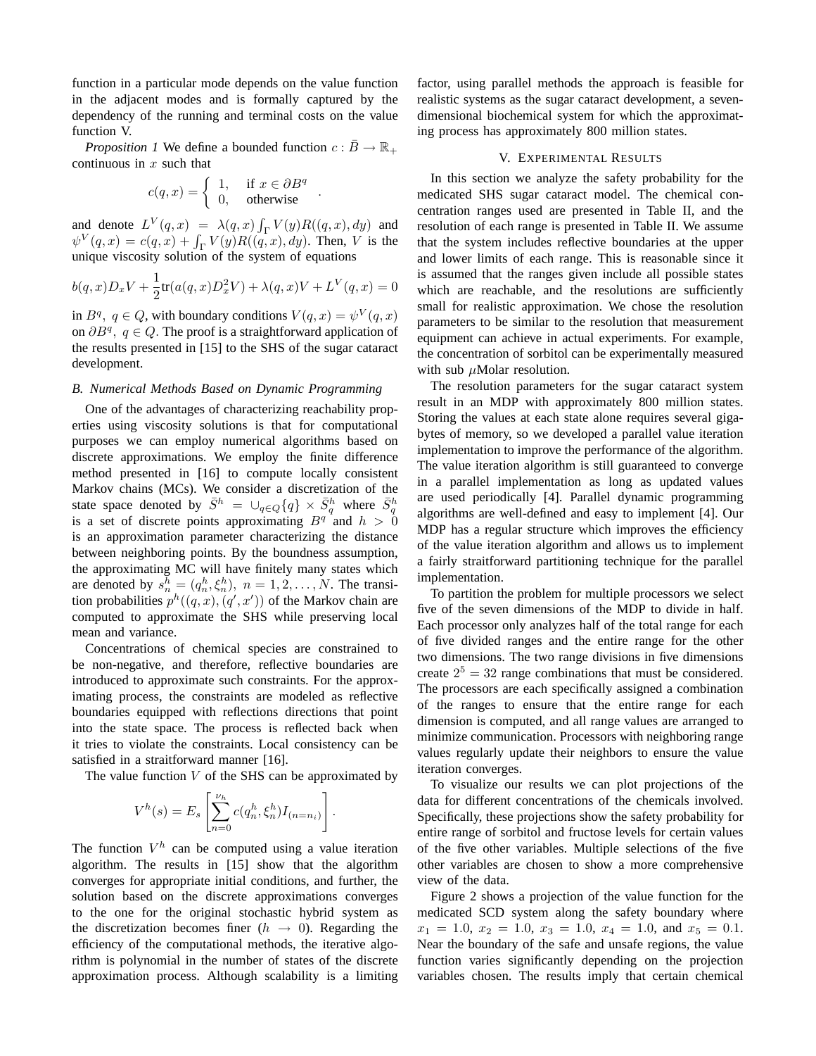function in a particular mode depends on the value function in the adjacent modes and is formally captured by the dependency of the running and terminal costs on the value function V.

*Proposition 1* We define a bounded function $c : \bar{B} \to \mathbb{R}_+$ continuous in $x$ such that

$$c(q,x) = \begin{cases} 1, & \text{if } x \in \partial B^q \\ 0, & \text{otherwise} \end{cases} .$$

and denote $L^V(q,x) = \lambda(q,x) \int_\Gamma V(y) R((q,x),dy)$ and $\psi^V(q,x) = c(q,x) + \int_\Gamma V(y) R((q,x),dy)$. Then, $V$ is the unique viscosity solution of the system of equations

$$b(q,x) D_x V + \frac{1}{2} \text{tr}(a(q,x) D_x^2 V) + \lambda(q,x) V + L^V(q,x) = 0$$

in $B^q$, $q \in Q$, with boundary conditions $V(q,x) = \psi^V(q,x)$ on $\partial B^q$, $q \in Q$. The proof is a straightforward application of the results presented in [15] to the SHS of the sugar cataract development.

### *B. Numerical Methods Based on Dynamic Programming*

One of the advantages of characterizing reachability properties using viscosity solutions is that for computational purposes we can employ numerical algorithms based on discrete approximations. We employ the finite difference method presented in [16] to compute locally consistent Markov chains (MCs). We consider a discretization of the state space denoted by $\bar{S}^h = \cup_{q \in Q} \{q\} \times \bar{S}^h_q$ where $\bar{S}^h_q$ is a set of discrete points approximating $B^q$ and $h > 0$ is an approximation parameter characterizing the distance between neighboring points. By the boundness assumption, the approximating MC will have finitely many states which are denoted by $s^h_n = (q^h_n, \xi^h_n),\ n = 1, 2, \ldots, N$. The transition probabilities $p^h((q,x),(q',x'))$ of the Markov chain are computed to approximate the SHS while preserving local mean and variance.

Concentrations of chemical species are constrained to be non-negative, and therefore, reflective boundaries are introduced to approximate such constraints. For the approximating process, the constraints are modeled as reflective boundaries equipped with reflections directions that point into the state space. The process is reflected back when it tries to violate the constraints. Local consistency can be satisfied in a straitforward manner [16].

The value function $V$ of the SHS can be approximated by

$$V^h(s) = E_s \left[ \sum_{n=0}^{\nu_h} c(q^h_n, \xi^h_n) I_{(n=n_i)} \right].$$

The function $V^h$ can be computed using a value iteration algorithm. The results in [15] show that the algorithm converges for appropriate initial conditions, and further, the solution based on the discrete approximations converges to the one for the original stochastic hybrid system as the discretization becomes finer ($h \to 0$). Regarding the efficiency of the computational methods, the iterative algorithm is polynomial in the number of states of the discrete approximation process. Although scalability is a limiting factor, using parallel methods the approach is feasible for realistic systems as the sugar cataract development, a seven-dimensional biochemical system for which the approximating process has approximately 800 million states.

## V. Experimental Results

In this section we analyze the safety probability for the medicated SHS sugar cataract model. The chemical concentration ranges used are presented in Table II, and the resolution of each range is presented in Table II. We assume that the system includes reflective boundaries at the upper and lower limits of each range. This is reasonable since it is assumed that the ranges given include all possible states which are reachable, and the resolutions are sufficiently small for realistic approximation. We chose the resolution parameters to be similar to the resolution that measurement equipment can achieve in actual experiments. For example, the concentration of sorbitol can be experimentally measured with sub $\mu$Molar resolution.

The resolution parameters for the sugar cataract system result in an MDP with approximately 800 million states. Storing the values at each state alone requires several gigabytes of memory, so we developed a parallel value iteration implementation to improve the performance of the algorithm. The value iteration algorithm is still guaranteed to converge in a parallel implementation as long as updated values are used periodically [4]. Parallel dynamic programming algorithms are well-defined and easy to implement [4]. Our MDP has a regular structure which improves the efficiency of the value iteration algorithm and allows us to implement a fairly straitforward partitioning technique for the parallel implementation.

To partition the problem for multiple processors we select five of the seven dimensions of the MDP to divide in half. Each processor only analyzes half of the total range for each of five divided ranges and the entire range for the other two dimensions. The two range divisions in five dimensions create $2^5 = 32$ range combinations that must be considered. The processors are each specifically assigned a combination of the ranges to ensure that the entire range for each dimension is computed, and all range values are arranged to minimize communication. Processors with neighboring range values regularly update their neighbors to ensure the value iteration converges.

To visualize our results we can plot projections of the data for different concentrations of the chemicals involved. Specifically, these projections show the safety probability for entire range of sorbitol and fructose levels for certain values of the five other variables. Multiple selections of the five other variables are chosen to show a more comprehensive view of the data.

Figure 2 shows a projection of the value function for the medicated SCD system along the safety boundary where $x_1 = 1.0$, $x_2 = 1.0$, $x_3 = 1.0$, $x_4 = 1.0$, and $x_5 = 0.1$. Near the boundary of the safe and unsafe regions, the value function varies significantly depending on the projection variables chosen. The results imply that certain chemical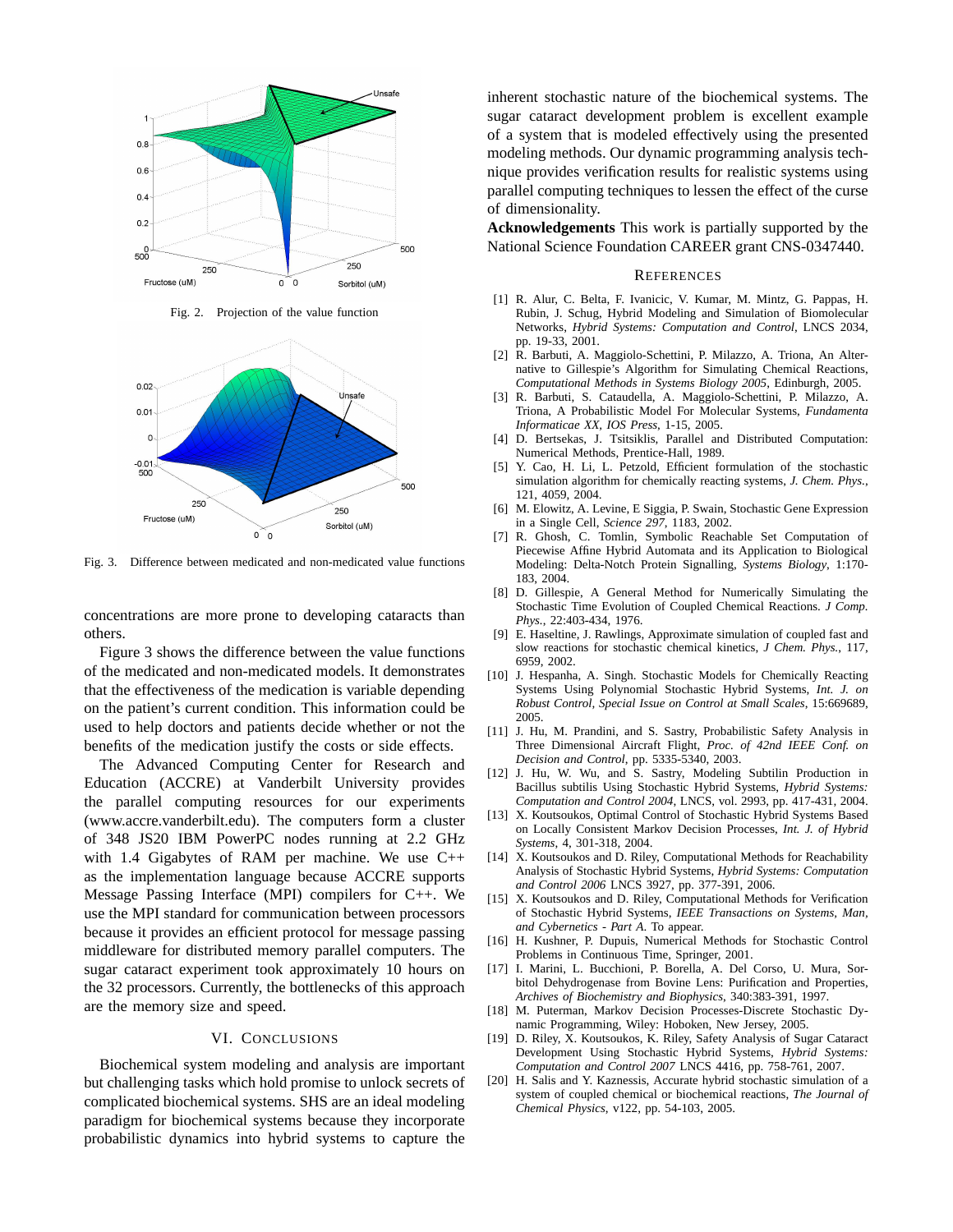Unsafe

1

0.8

0.6

0.4

0.2

0

500

250

Fructose (uM)

0 0

250

500

Sorbitol (uM)

Fig. 2. Projection of the value function

0.02

0.01

0

-0.01

500

Unsafe

250

Fructose (uM)

0 0

250

500

Sorbitol (uM)

Fig. 3. Difference between medicated and non-medicated value functions

concentrations are more prone to developing cataracts than others.

Figure 3 shows the difference between the value functions of the medicated and non-medicated models. It demonstrates that the effectiveness of the medication is variable depending on the patient's current condition. This information could be used to help doctors and patients decide whether or not the benefits of the medication justify the costs or side effects.

The Advanced Computing Center for Research and Education (ACCRE) at Vanderbilt University provides the parallel computing resources for our experiments (www.accre.vanderbilt.edu). The computers form a cluster of 348 JS20 IBM PowerPC nodes running at 2.2 GHz with 1.4 Gigabytes of RAM per machine. We use C++ as the implementation language because ACCRE supports Message Passing Interface (MPI) compilers for C++. We use the MPI standard for communication between processors because it provides an efficient protocol for message passing middleware for distributed memory parallel computers. The sugar cataract experiment took approximately 10 hours on the 32 processors. Currently, the bottlenecks of this approach are the memory size and speed.

## VI. Conclusions

Biochemical system modeling and analysis are important but challenging tasks which hold promise to unlock secrets of complicated biochemical systems. SHS are an ideal modeling paradigm for biochemical systems because they incorporate probabilistic dynamics into hybrid systems to capture the inherent stochastic nature of the biochemical systems. The sugar cataract development problem is excellent example of a system that is modeled effectively using the presented modeling methods. Our dynamic programming analysis technique provides verification results for realistic systems using parallel computing techniques to lessen the effect of the curse of dimensionality.

**Acknowledgements** This work is partially supported by the National Science Foundation CAREER grant CNS-0347440.

## References

[1] R. Alur, C. Belta, F. Ivancic, V. Kumar, M. Mintz, G. Pappas, H. Rubin, J. Schug, Hybrid Modeling and Simulation of Biomolecular Networks, *Hybrid Systems: Computation and Control*, LNCS 2034, pp. 19-33, 2001.

[2] R. Barbuti, A. Maggiolo-Schettini, P. Milazzo, A. Triona, An Alternative to Gillespie's Algorithm for Simulating Chemical Reactions, *Computational Methods in Systems Biology 2005*, Edinburgh, 2005.

[3] R. Barbuti, S. Cataudella, A. Maggiolo-Schettini, P. Milazzo, A. Triona, A Probabilistic Model For Molecular Systems, *Fundamenta Informaticae XX, IOS Press*, 1-15, 2005.

[4] D. Bertsekas, J. Tsitsiklis, Parallel and Distributed Computation: Numerical Methods, Prentice-Hall, 1989.

[5] Y. Cao, H. Li, L. Petzold, Efficient formulation of the stochastic simulation algorithm for chemically reacting systems, *J. Chem. Phys.*, 121, 4059, 2004.

[6] M. Elowitz, A. Levine, E Siggia, P. Swain, Stochastic Gene Expression in a Single Cell, *Science 297*, 1183, 2002.

[7] R. Ghosh, C. Tomlin, Symbolic Reachable Set Computation of Piecewise Affine Hybrid Automata and its Application to Biological Modeling: Delta-Notch Protein Signalling, *Systems Biology*, 1:170-183, 2004.

[8] D. Gillespie, A General Method for Numerically Simulating the Stochastic Time Evolution of Coupled Chemical Reactions. *J Comp. Phys.*, 22:403-434, 1976.

[9] E. Haseltine, J. Rawlings, Approximate simulation of coupled fast and slow reactions for stochastic chemical kinetics, *J Chem. Phys.*, 117, 6959, 2002.

[10] J. Hespanha, A. Singh. Stochastic Models for Chemically Reacting Systems Using Polynomial Stochastic Hybrid Systems, *Int. J. on Robust Control, Special Issue on Control at Small Scales*, 15:669689, 2005.

[11] J. Hu, M. Prandini, and S. Sastry, Probabilistic Safety Analysis in Three Dimensional Aircraft Flight, *Proc. of 42nd IEEE Conf. on Decision and Control*, pp. 5335-5340, 2003.

[12] J. Hu, W. Wu, and S. Sastry, Modeling Subtilin Production in Bacillus subtilis Using Stochastic Hybrid Systems, *Hybrid Systems: Computation and Control 2004*, LNCS, vol. 2993, pp. 417-431, 2004.

[13] X. Koutsoukos, Optimal Control of Stochastic Hybrid Systems Based on Locally Consistent Markov Decision Processes, *Int. J. of Hybrid Systems*, 4, 301-318, 2004.

[14] X. Koutsoukos and D. Riley, Computational Methods for Reachability Analysis of Stochastic Hybrid Systems, *Hybrid Systems: Computation and Control 2006* LNCS 3927, pp. 377-391, 2006.

[15] X. Koutsoukos and D. Riley, Computational Methods for Verification of Stochastic Hybrid Systems, *IEEE Transactions on Systems, Man, and Cybernetics - Part A*. To appear.

[16] H. Kushner, P. Dupuis, Numerical Methods for Stochastic Control Problems in Continuous Time, Springer, 2001.

[17] I. Marini, L. Bucchioni, P. Borella, A. Del Corso, U. Mura, Sorbitol Dehydrogenase from Bovine Lens: Purification and Properties, *Archives of Biochemistry and Biophysics*, 340:383-391, 1997.

[18] M. Puterman, Markov Decision Processes-Discrete Stochastic Dynamic Programming, Wiley: Hoboken, New Jersey, 2005.

[19] D. Riley, X. Koutsoukos, K. Riley, Safety Analysis of Sugar Cataract Development Using Stochastic Hybrid Systems, *Hybrid Systems: Computation and Control 2007* LNCS 4416, pp. 758-761, 2007.

[20] H. Salis and Y. Kaznessis, Accurate hybrid stochastic simulation of a system of coupled chemical or biochemical reactions, *The Journal of Chemical Physics*, v122, pp. 54-103, 2005.